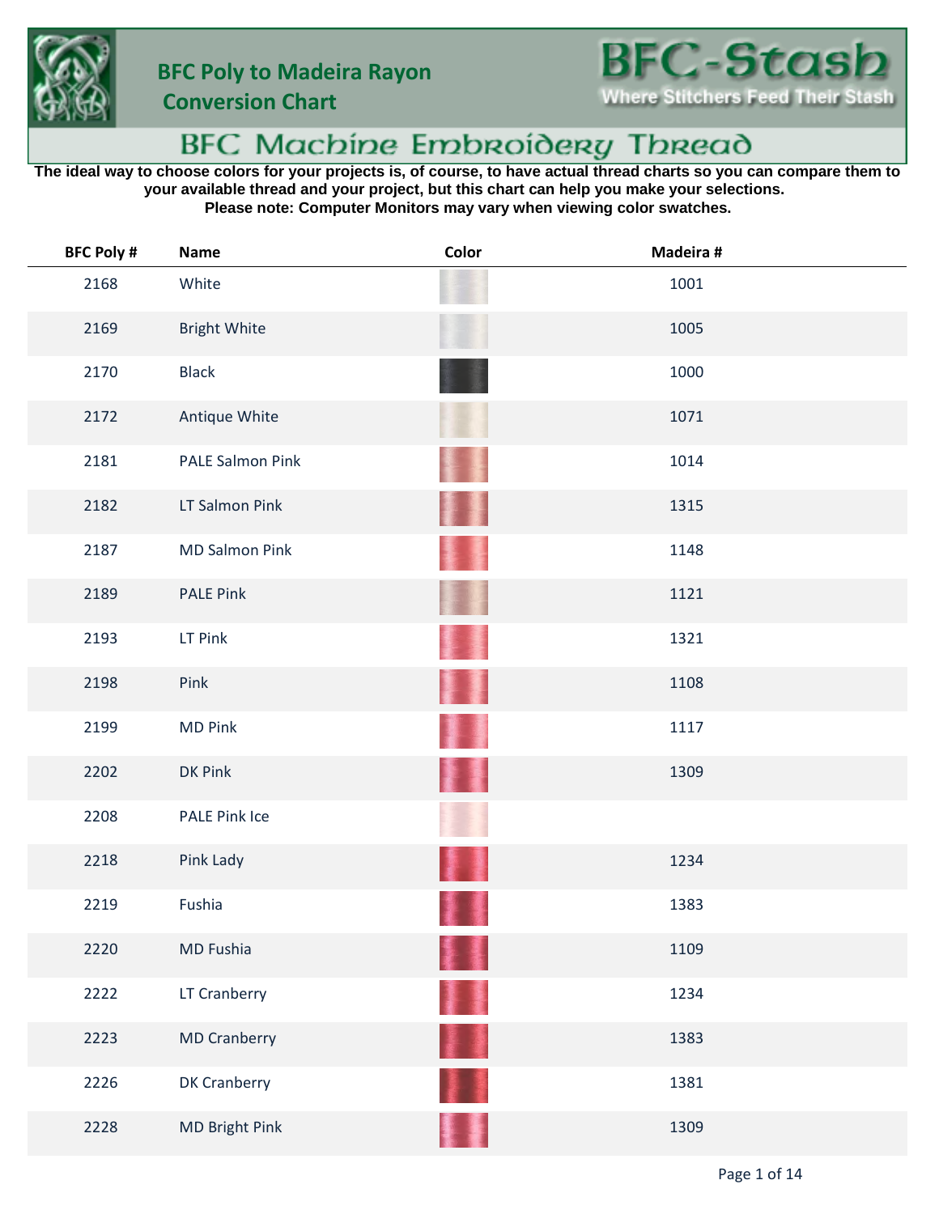# BFC Poly to Madeira Rayon Conversion Chart

**BFC-Stash**
Where Stitchers Feed Their Stash

## BFC Machine Embroidery Thread

**The ideal way to choose colors for your projects is, of course, to have actual thread charts so you can compare them to your available thread and your project, but this chart can help you make your selections.**
**Please note: Computer Monitors may vary when viewing color swatches.**

| BFC Poly # | Name | Color | Madeira # |
|---|---|---|---|
| 2168 | White | | 1001 |
| 2169 | Bright White | | 1005 |
| 2170 | Black | | 1000 |
| 2172 | Antique White | | 1071 |
| 2181 | PALE Salmon Pink | | 1014 |
| 2182 | LT Salmon Pink | | 1315 |
| 2187 | MD Salmon Pink | | 1148 |
| 2189 | PALE Pink | | 1121 |
| 2193 | LT Pink | | 1321 |
| 2198 | Pink | | 1108 |
| 2199 | MD Pink | | 1117 |
| 2202 | DK Pink | | 1309 |
| 2208 | PALE Pink Ice | | |
| 2218 | Pink Lady | | 1234 |
| 2219 | Fushia | | 1383 |
| 2220 | MD Fushia | | 1109 |
| 2222 | LT Cranberry | | 1234 |
| 2223 | MD Cranberry | | 1383 |
| 2226 | DK Cranberry | | 1381 |
| 2228 | MD Bright Pink | | 1309 |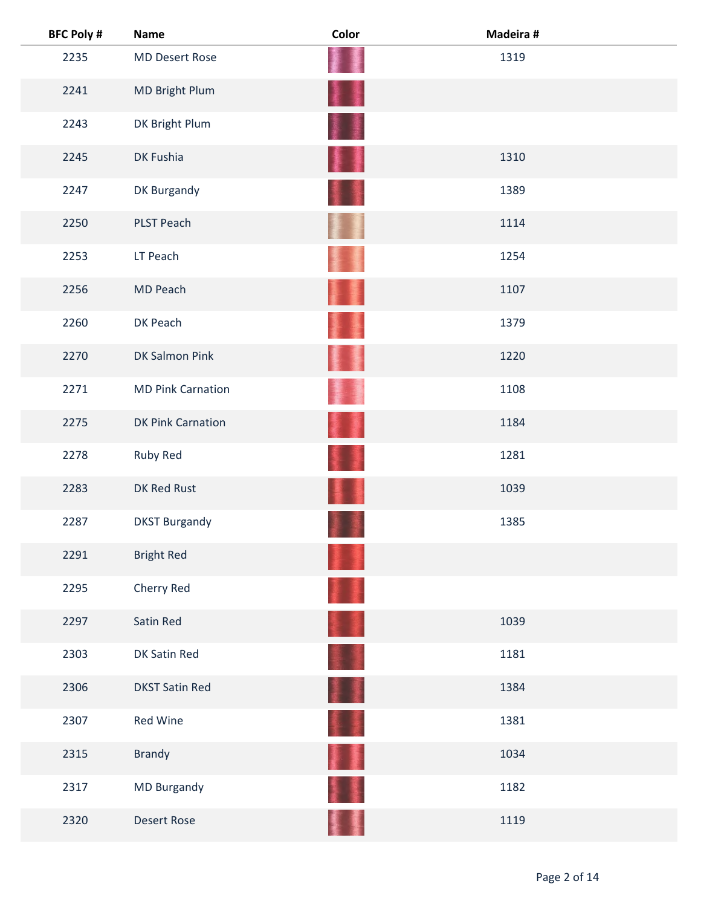| BFC Poly # | Name | Color | Madeira # |
|---|---|---|---|
| 2235 | MD Desert Rose | | 1319 |
| 2241 | MD Bright Plum | | |
| 2243 | DK Bright Plum | | |
| 2245 | DK Fushia | | 1310 |
| 2247 | DK Burgandy | | 1389 |
| 2250 | PLST Peach | | 1114 |
| 2253 | LT Peach | | 1254 |
| 2256 | MD Peach | | 1107 |
| 2260 | DK Peach | | 1379 |
| 2270 | DK Salmon Pink | | 1220 |
| 2271 | MD Pink Carnation | | 1108 |
| 2275 | DK Pink Carnation | | 1184 |
| 2278 | Ruby Red | | 1281 |
| 2283 | DK Red Rust | | 1039 |
| 2287 | DKST Burgandy | | 1385 |
| 2291 | Bright Red | | |
| 2295 | Cherry Red | | |
| 2297 | Satin Red | | 1039 |
| 2303 | DK Satin Red | | 1181 |
| 2306 | DKST Satin Red | | 1384 |
| 2307 | Red Wine | | 1381 |
| 2315 | Brandy | | 1034 |
| 2317 | MD Burgandy | | 1182 |
| 2320 | Desert Rose | | 1119 |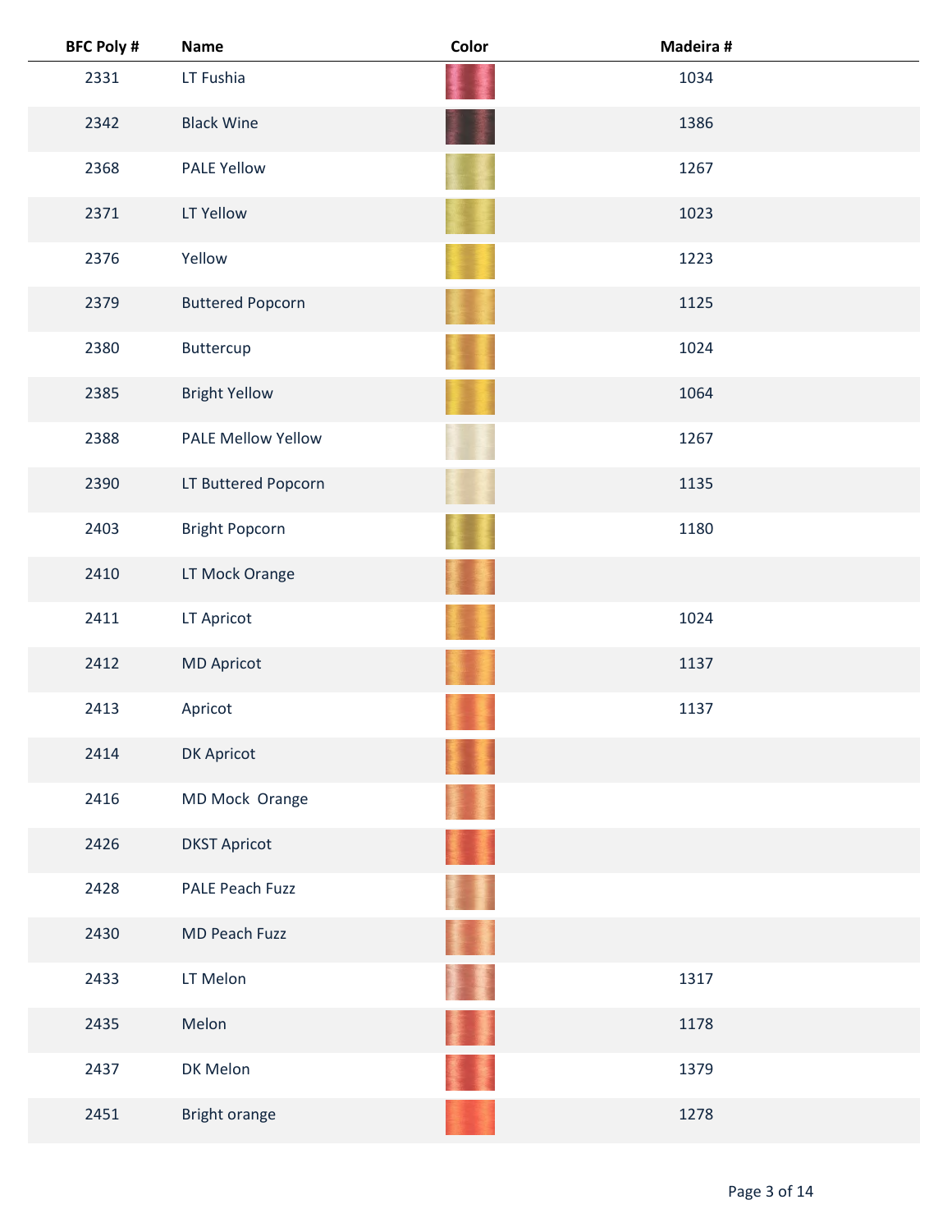| BFC Poly # | Name | Color | Madeira # |
|---|---|---|---|
| 2331 | LT Fushia | | 1034 |
| 2342 | Black Wine | | 1386 |
| 2368 | PALE Yellow | | 1267 |
| 2371 | LT Yellow | | 1023 |
| 2376 | Yellow | | 1223 |
| 2379 | Buttered Popcorn | | 1125 |
| 2380 | Buttercup | | 1024 |
| 2385 | Bright Yellow | | 1064 |
| 2388 | PALE Mellow Yellow | | 1267 |
| 2390 | LT Buttered Popcorn | | 1135 |
| 2403 | Bright Popcorn | | 1180 |
| 2410 | LT Mock Orange | | |
| 2411 | LT Apricot | | 1024 |
| 2412 | MD Apricot | | 1137 |
| 2413 | Apricot | | 1137 |
| 2414 | DK Apricot | | |
| 2416 | MD Mock Orange | | |
| 2426 | DKST Apricot | | |
| 2428 | PALE Peach Fuzz | | |
| 2430 | MD Peach Fuzz | | |
| 2433 | LT Melon | | 1317 |
| 2435 | Melon | | 1178 |
| 2437 | DK Melon | | 1379 |
| 2451 | Bright orange | | 1278 |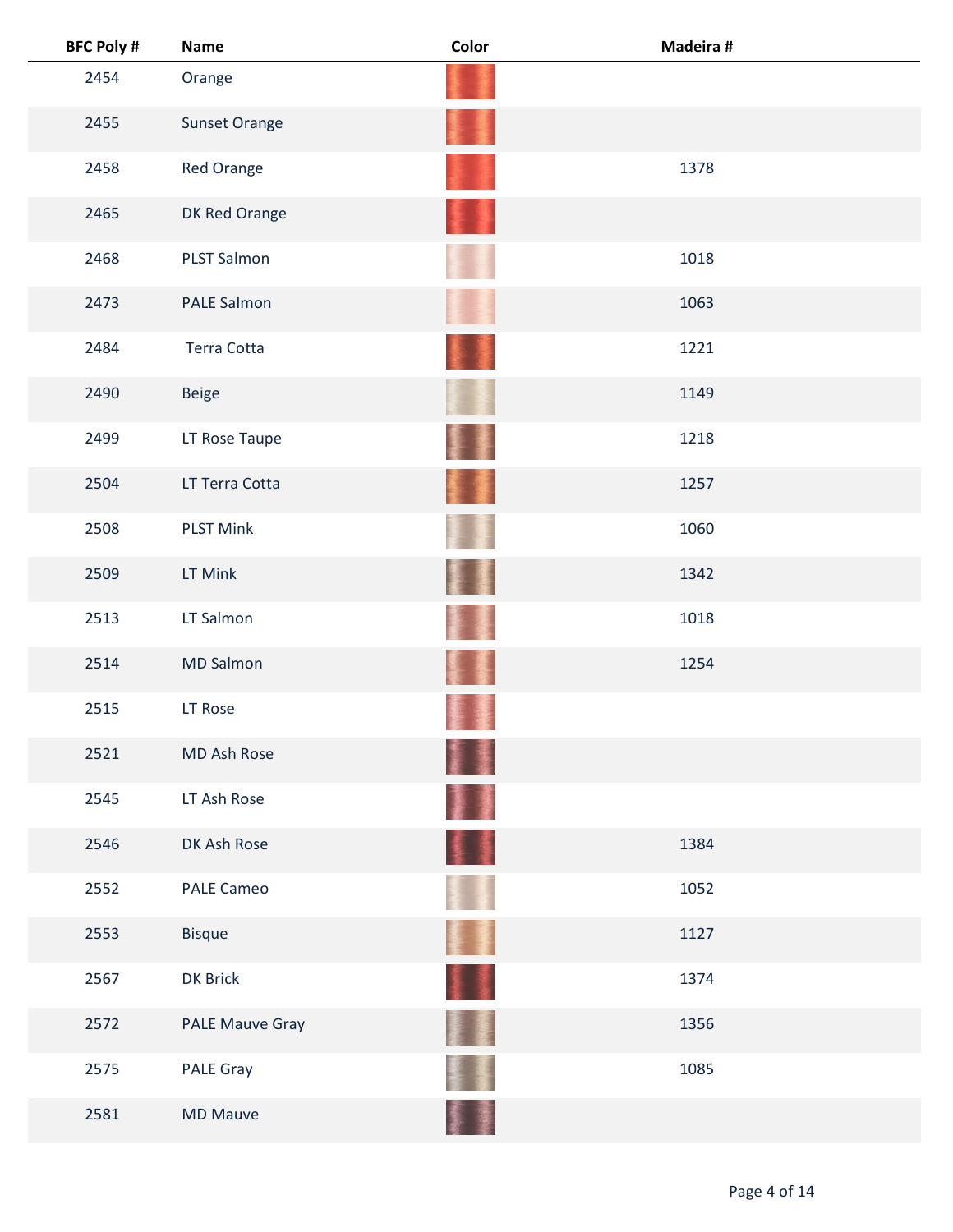| BFC Poly # | Name | Color | Madeira # |
|---|---|---|---|
| 2454 | Orange | | |
| 2455 | Sunset Orange | | |
| 2458 | Red Orange | | 1378 |
| 2465 | DK Red Orange | | |
| 2468 | PLST Salmon | | 1018 |
| 2473 | PALE Salmon | | 1063 |
| 2484 | Terra Cotta | | 1221 |
| 2490 | Beige | | 1149 |
| 2499 | LT Rose Taupe | | 1218 |
| 2504 | LT Terra Cotta | | 1257 |
| 2508 | PLST Mink | | 1060 |
| 2509 | LT Mink | | 1342 |
| 2513 | LT Salmon | | 1018 |
| 2514 | MD Salmon | | 1254 |
| 2515 | LT Rose | | |
| 2521 | MD Ash Rose | | |
| 2545 | LT Ash Rose | | |
| 2546 | DK Ash Rose | | 1384 |
| 2552 | PALE Cameo | | 1052 |
| 2553 | Bisque | | 1127 |
| 2567 | DK Brick | | 1374 |
| 2572 | PALE Mauve Gray | | 1356 |
| 2575 | PALE Gray | | 1085 |
| 2581 | MD Mauve | | |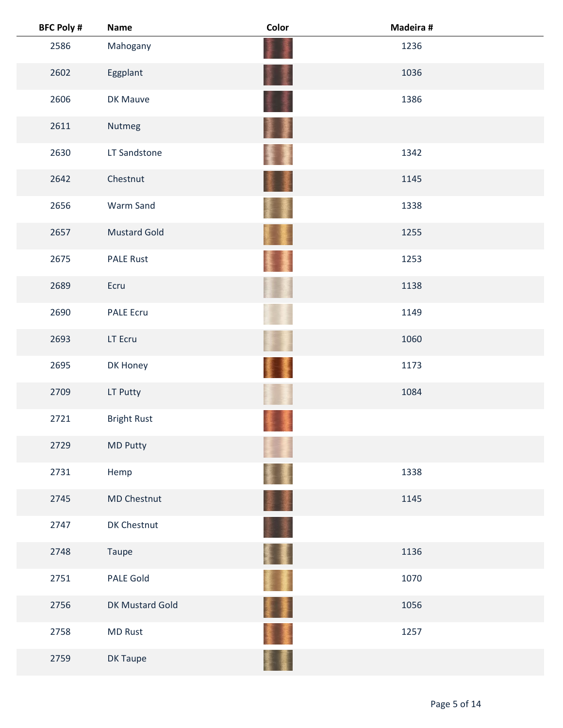| BFC Poly # | Name | Color | Madeira # |
|---|---|---|---|
| 2586 | Mahogany | | 1236 |
| 2602 | Eggplant | | 1036 |
| 2606 | DK Mauve | | 1386 |
| 2611 | Nutmeg | | |
| 2630 | LT Sandstone | | 1342 |
| 2642 | Chestnut | | 1145 |
| 2656 | Warm Sand | | 1338 |
| 2657 | Mustard Gold | | 1255 |
| 2675 | PALE Rust | | 1253 |
| 2689 | Ecru | | 1138 |
| 2690 | PALE Ecru | | 1149 |
| 2693 | LT Ecru | | 1060 |
| 2695 | DK Honey | | 1173 |
| 2709 | LT Putty | | 1084 |
| 2721 | Bright Rust | | |
| 2729 | MD Putty | | |
| 2731 | Hemp | | 1338 |
| 2745 | MD Chestnut | | 1145 |
| 2747 | DK Chestnut | | |
| 2748 | Taupe | | 1136 |
| 2751 | PALE Gold | | 1070 |
| 2756 | DK Mustard Gold | | 1056 |
| 2758 | MD Rust | | 1257 |
| 2759 | DK Taupe | | |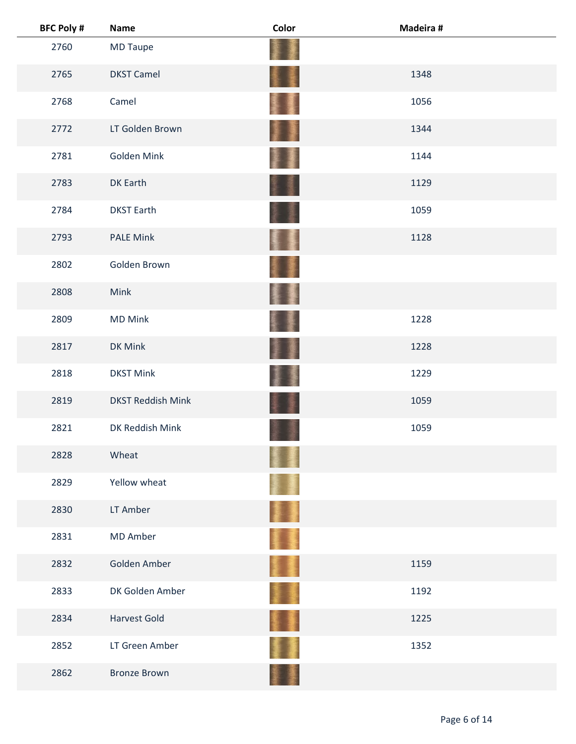| BFC Poly # | Name | Color | Madeira # |
|---|---|---|---|
| 2760 | MD Taupe | | |
| 2765 | DKST Camel | | 1348 |
| 2768 | Camel | | 1056 |
| 2772 | LT Golden Brown | | 1344 |
| 2781 | Golden Mink | | 1144 |
| 2783 | DK Earth | | 1129 |
| 2784 | DKST Earth | | 1059 |
| 2793 | PALE Mink | | 1128 |
| 2802 | Golden Brown | | |
| 2808 | Mink | | |
| 2809 | MD Mink | | 1228 |
| 2817 | DK Mink | | 1228 |
| 2818 | DKST Mink | | 1229 |
| 2819 | DKST Reddish Mink | | 1059 |
| 2821 | DK Reddish Mink | | 1059 |
| 2828 | Wheat | | |
| 2829 | Yellow wheat | | |
| 2830 | LT Amber | | |
| 2831 | MD Amber | | |
| 2832 | Golden Amber | | 1159 |
| 2833 | DK Golden Amber | | 1192 |
| 2834 | Harvest Gold | | 1225 |
| 2852 | LT Green Amber | | 1352 |
| 2862 | Bronze Brown | | |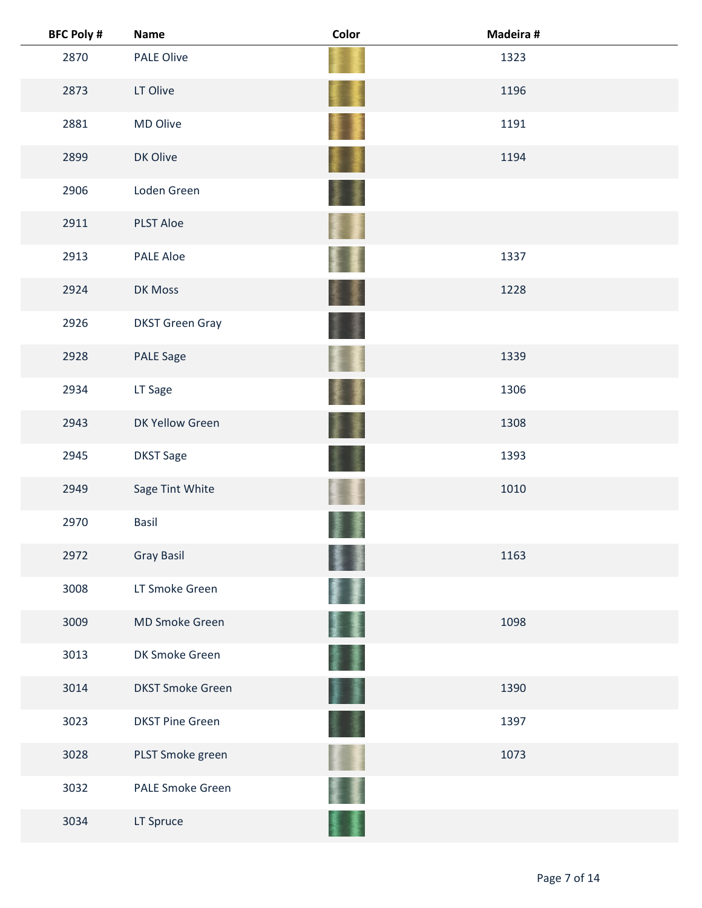| BFC Poly # | Name | Color | Madeira # |
|---|---|---|---|
| 2870 | PALE Olive | | 1323 |
| 2873 | LT Olive | | 1196 |
| 2881 | MD Olive | | 1191 |
| 2899 | DK Olive | | 1194 |
| 2906 | Loden Green | | |
| 2911 | PLST Aloe | | |
| 2913 | PALE Aloe | | 1337 |
| 2924 | DK Moss | | 1228 |
| 2926 | DKST Green Gray | | |
| 2928 | PALE Sage | | 1339 |
| 2934 | LT Sage | | 1306 |
| 2943 | DK Yellow Green | | 1308 |
| 2945 | DKST Sage | | 1393 |
| 2949 | Sage Tint White | | 1010 |
| 2970 | Basil | | |
| 2972 | Gray Basil | | 1163 |
| 3008 | LT Smoke Green | | |
| 3009 | MD Smoke Green | | 1098 |
| 3013 | DK Smoke Green | | |
| 3014 | DKST Smoke Green | | 1390 |
| 3023 | DKST Pine Green | | 1397 |
| 3028 | PLST Smoke green | | 1073 |
| 3032 | PALE Smoke Green | | |
| 3034 | LT Spruce | | |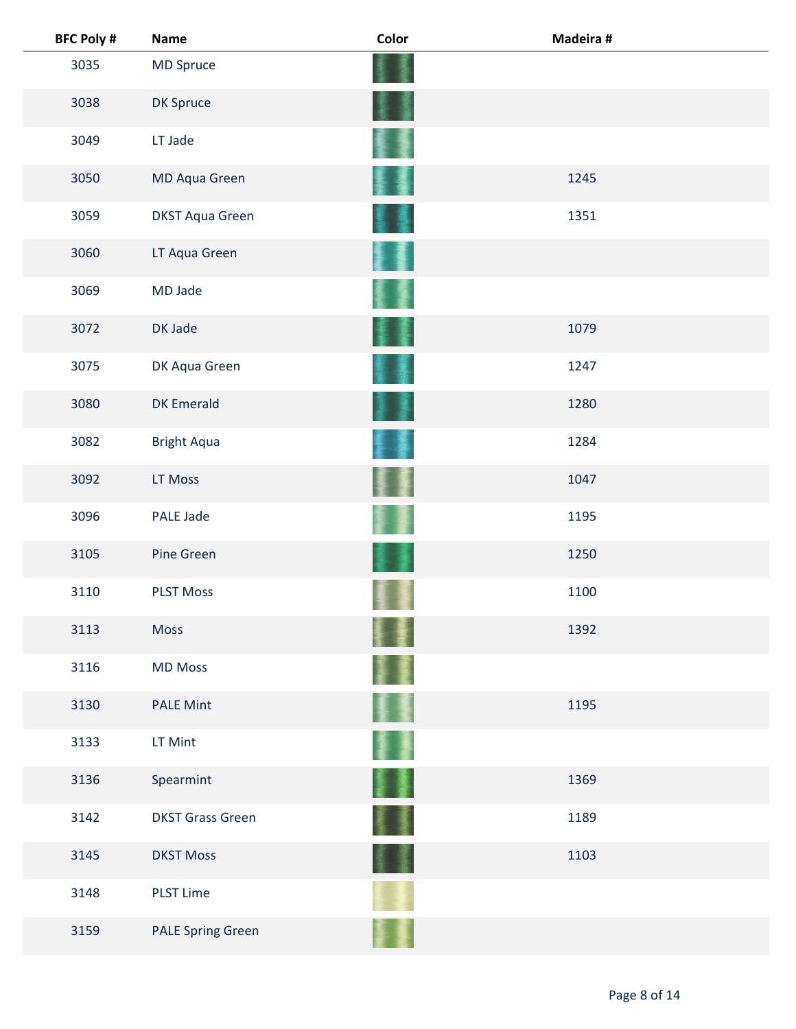| BFC Poly # | Name | Color | Madeira # |
|---|---|---|---|
| 3035 | MD Spruce | | |
| 3038 | DK Spruce | | |
| 3049 | LT Jade | | |
| 3050 | MD Aqua Green | | 1245 |
| 3059 | DKST Aqua Green | | 1351 |
| 3060 | LT Aqua Green | | |
| 3069 | MD Jade | | |
| 3072 | DK Jade | | 1079 |
| 3075 | DK Aqua Green | | 1247 |
| 3080 | DK Emerald | | 1280 |
| 3082 | Bright Aqua | | 1284 |
| 3092 | LT Moss | | 1047 |
| 3096 | PALE Jade | | 1195 |
| 3105 | Pine Green | | 1250 |
| 3110 | PLST Moss | | 1100 |
| 3113 | Moss | | 1392 |
| 3116 | MD Moss | | |
| 3130 | PALE Mint | | 1195 |
| 3133 | LT Mint | | |
| 3136 | Spearmint | | 1369 |
| 3142 | DKST Grass Green | | 1189 |
| 3145 | DKST Moss | | 1103 |
| 3148 | PLST Lime | | |
| 3159 | PALE Spring Green | | |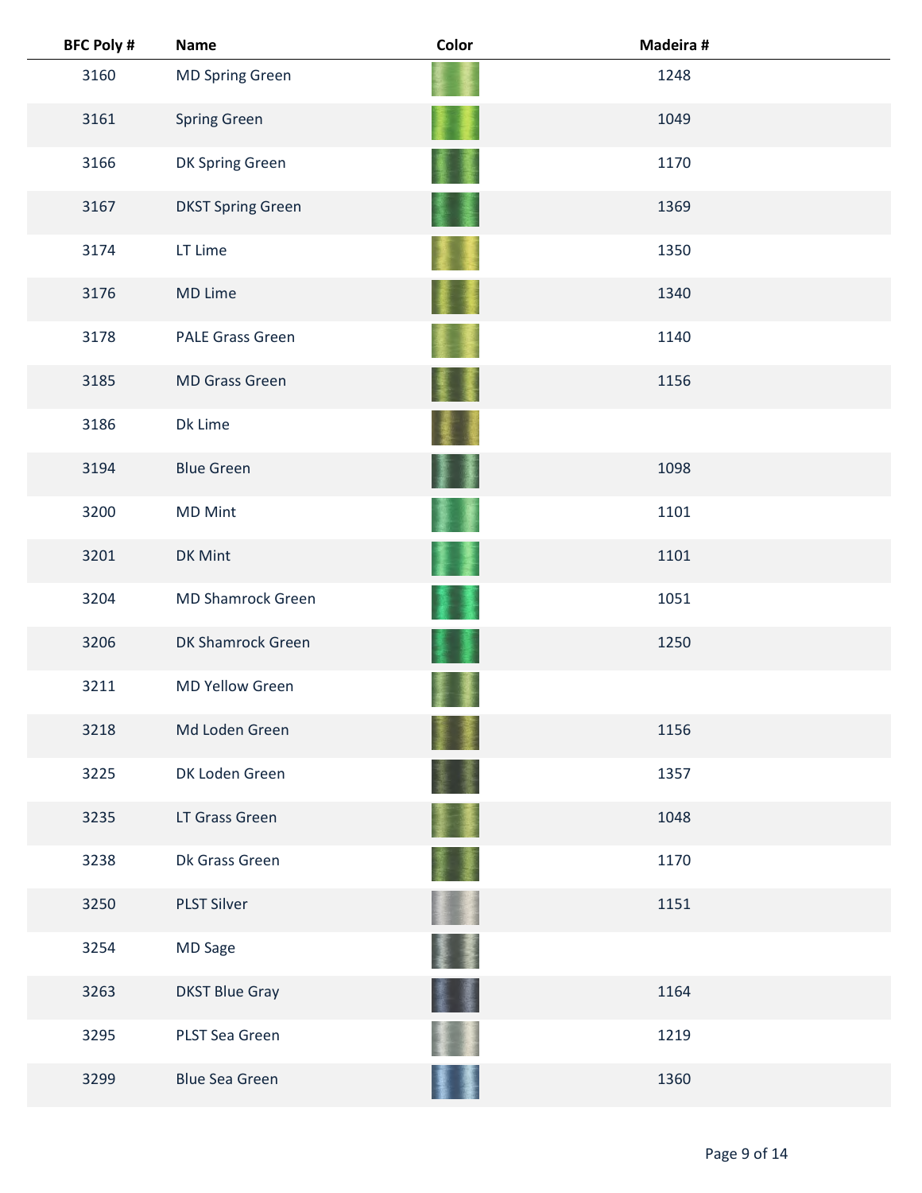| BFC Poly # | Name | Color | Madeira # |
|---|---|---|---|
| 3160 | MD Spring Green | | 1248 |
| 3161 | Spring Green | | 1049 |
| 3166 | DK Spring Green | | 1170 |
| 3167 | DKST Spring Green | | 1369 |
| 3174 | LT Lime | | 1350 |
| 3176 | MD Lime | | 1340 |
| 3178 | PALE Grass Green | | 1140 |
| 3185 | MD Grass Green | | 1156 |
| 3186 | Dk Lime | | |
| 3194 | Blue Green | | 1098 |
| 3200 | MD Mint | | 1101 |
| 3201 | DK Mint | | 1101 |
| 3204 | MD Shamrock Green | | 1051 |
| 3206 | DK Shamrock Green | | 1250 |
| 3211 | MD Yellow Green | | |
| 3218 | Md Loden Green | | 1156 |
| 3225 | DK Loden Green | | 1357 |
| 3235 | LT Grass Green | | 1048 |
| 3238 | Dk Grass Green | | 1170 |
| 3250 | PLST Silver | | 1151 |
| 3254 | MD Sage | | |
| 3263 | DKST Blue Gray | | 1164 |
| 3295 | PLST Sea Green | | 1219 |
| 3299 | Blue Sea Green | | 1360 |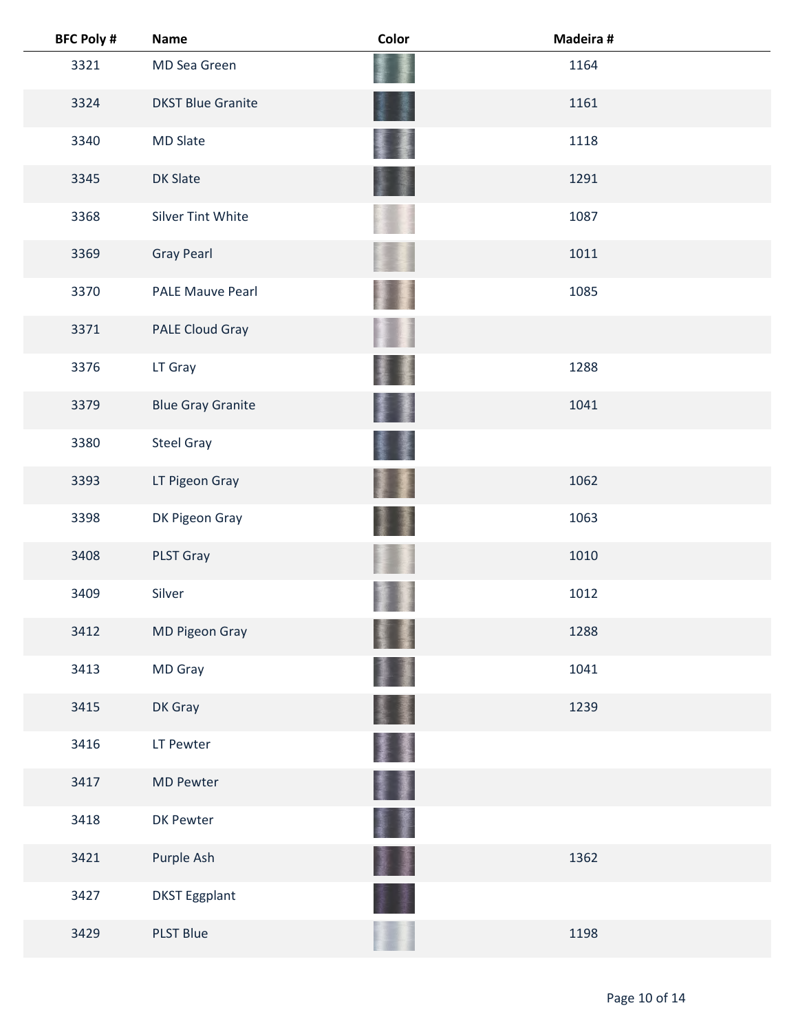| BFC Poly # | Name | Color | Madeira # |
|---|---|---|---|
| 3321 | MD Sea Green | | 1164 |
| 3324 | DKST Blue Granite | | 1161 |
| 3340 | MD Slate | | 1118 |
| 3345 | DK Slate | | 1291 |
| 3368 | Silver Tint White | | 1087 |
| 3369 | Gray Pearl | | 1011 |
| 3370 | PALE Mauve Pearl | | 1085 |
| 3371 | PALE Cloud Gray | | |
| 3376 | LT Gray | | 1288 |
| 3379 | Blue Gray Granite | | 1041 |
| 3380 | Steel Gray | | |
| 3393 | LT Pigeon Gray | | 1062 |
| 3398 | DK Pigeon Gray | | 1063 |
| 3408 | PLST Gray | | 1010 |
| 3409 | Silver | | 1012 |
| 3412 | MD Pigeon Gray | | 1288 |
| 3413 | MD Gray | | 1041 |
| 3415 | DK Gray | | 1239 |
| 3416 | LT Pewter | | |
| 3417 | MD Pewter | | |
| 3418 | DK Pewter | | |
| 3421 | Purple Ash | | 1362 |
| 3427 | DKST Eggplant | | |
| 3429 | PLST Blue | | 1198 |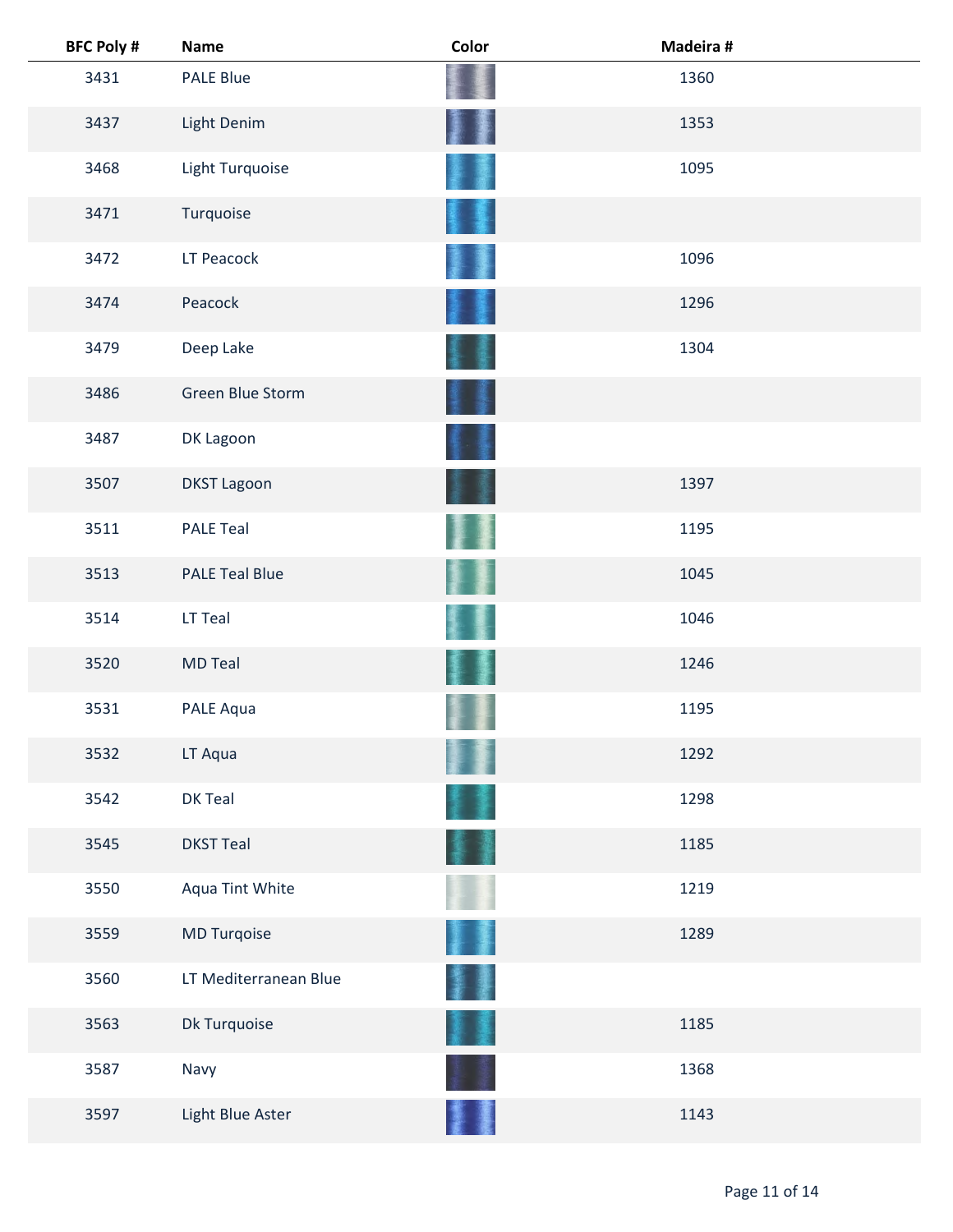| BFC Poly # | Name | Color | Madeira # |
|---|---|---|---|
| 3431 | PALE Blue | | 1360 |
| 3437 | Light Denim | | 1353 |
| 3468 | Light Turquoise | | 1095 |
| 3471 | Turquoise | | |
| 3472 | LT Peacock | | 1096 |
| 3474 | Peacock | | 1296 |
| 3479 | Deep Lake | | 1304 |
| 3486 | Green Blue Storm | | |
| 3487 | DK Lagoon | | |
| 3507 | DKST Lagoon | | 1397 |
| 3511 | PALE Teal | | 1195 |
| 3513 | PALE Teal Blue | | 1045 |
| 3514 | LT Teal | | 1046 |
| 3520 | MD Teal | | 1246 |
| 3531 | PALE Aqua | | 1195 |
| 3532 | LT Aqua | | 1292 |
| 3542 | DK Teal | | 1298 |
| 3545 | DKST Teal | | 1185 |
| 3550 | Aqua Tint White | | 1219 |
| 3559 | MD Turqoise | | 1289 |
| 3560 | LT Mediterranean Blue | | |
| 3563 | Dk Turquoise | | 1185 |
| 3587 | Navy | | 1368 |
| 3597 | Light Blue Aster | | 1143 |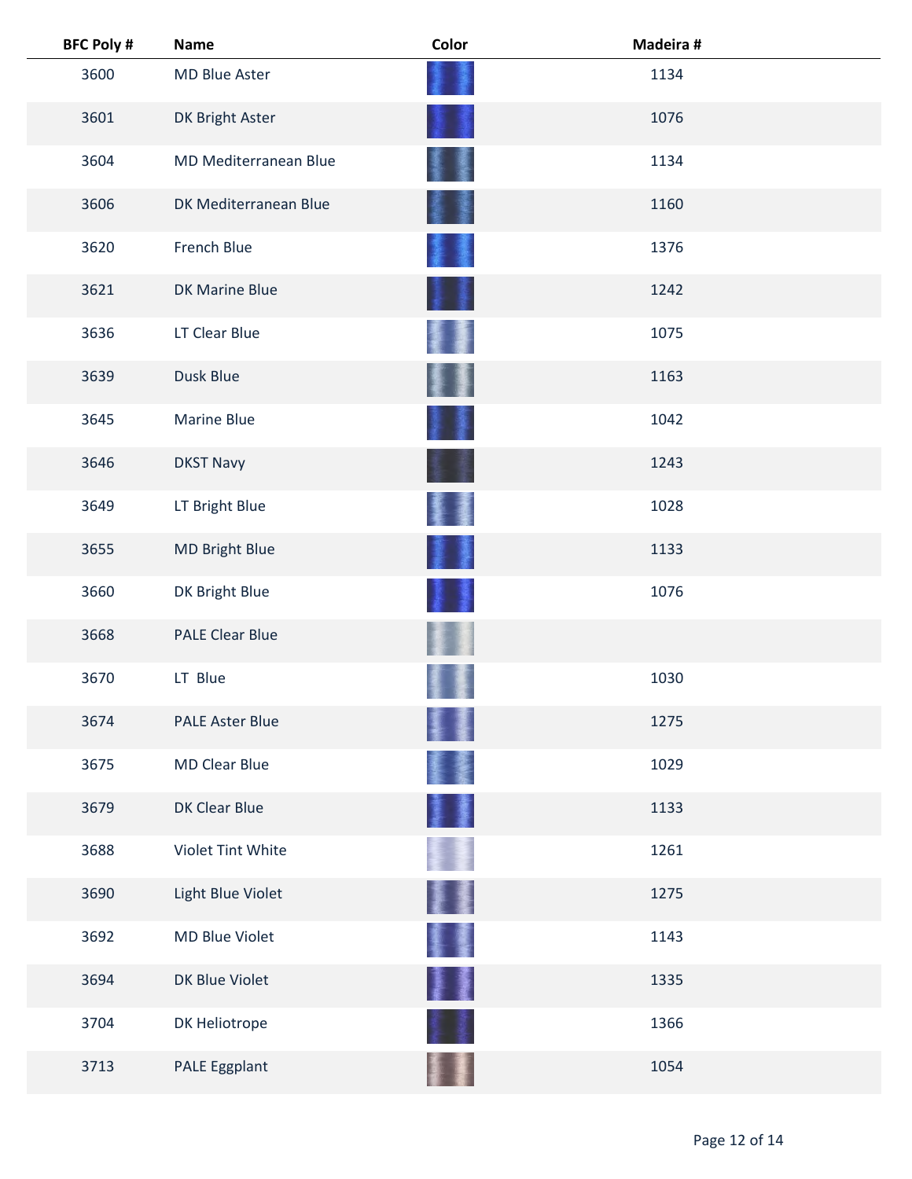| BFC Poly # | Name | Color | Madeira # |
|---|---|---|---|
| 3600 | MD Blue Aster | | 1134 |
| 3601 | DK Bright Aster | | 1076 |
| 3604 | MD Mediterranean Blue | | 1134 |
| 3606 | DK Mediterranean Blue | | 1160 |
| 3620 | French Blue | | 1376 |
| 3621 | DK Marine Blue | | 1242 |
| 3636 | LT Clear Blue | | 1075 |
| 3639 | Dusk Blue | | 1163 |
| 3645 | Marine Blue | | 1042 |
| 3646 | DKST Navy | | 1243 |
| 3649 | LT Bright Blue | | 1028 |
| 3655 | MD Bright Blue | | 1133 |
| 3660 | DK Bright Blue | | 1076 |
| 3668 | PALE Clear Blue | | |
| 3670 | LT Blue | | 1030 |
| 3674 | PALE Aster Blue | | 1275 |
| 3675 | MD Clear Blue | | 1029 |
| 3679 | DK Clear Blue | | 1133 |
| 3688 | Violet Tint White | | 1261 |
| 3690 | Light Blue Violet | | 1275 |
| 3692 | MD Blue Violet | | 1143 |
| 3694 | DK Blue Violet | | 1335 |
| 3704 | DK Heliotrope | | 1366 |
| 3713 | PALE Eggplant | | 1054 |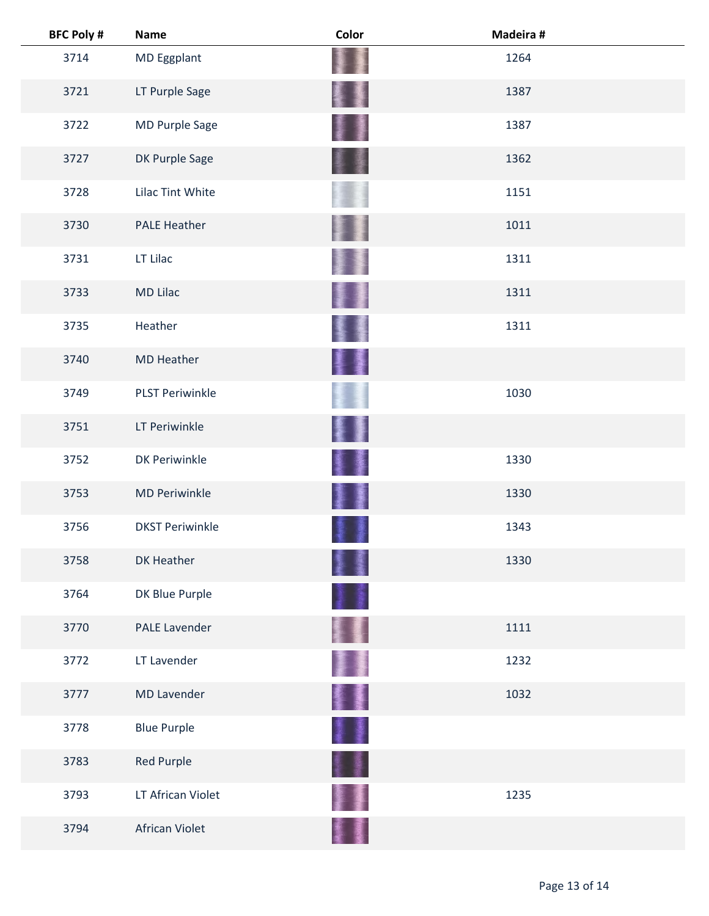| BFC Poly # | Name | Color | Madeira # |
|---|---|---|---|
| 3714 | MD Eggplant | | 1264 |
| 3721 | LT Purple Sage | | 1387 |
| 3722 | MD Purple Sage | | 1387 |
| 3727 | DK Purple Sage | | 1362 |
| 3728 | Lilac Tint White | | 1151 |
| 3730 | PALE Heather | | 1011 |
| 3731 | LT Lilac | | 1311 |
| 3733 | MD Lilac | | 1311 |
| 3735 | Heather | | 1311 |
| 3740 | MD Heather | | |
| 3749 | PLST Periwinkle | | 1030 |
| 3751 | LT Periwinkle | | |
| 3752 | DK Periwinkle | | 1330 |
| 3753 | MD Periwinkle | | 1330 |
| 3756 | DKST Periwinkle | | 1343 |
| 3758 | DK Heather | | 1330 |
| 3764 | DK Blue Purple | | |
| 3770 | PALE Lavender | | 1111 |
| 3772 | LT Lavender | | 1232 |
| 3777 | MD Lavender | | 1032 |
| 3778 | Blue Purple | | |
| 3783 | Red Purple | | |
| 3793 | LT African Violet | | 1235 |
| 3794 | African Violet | | |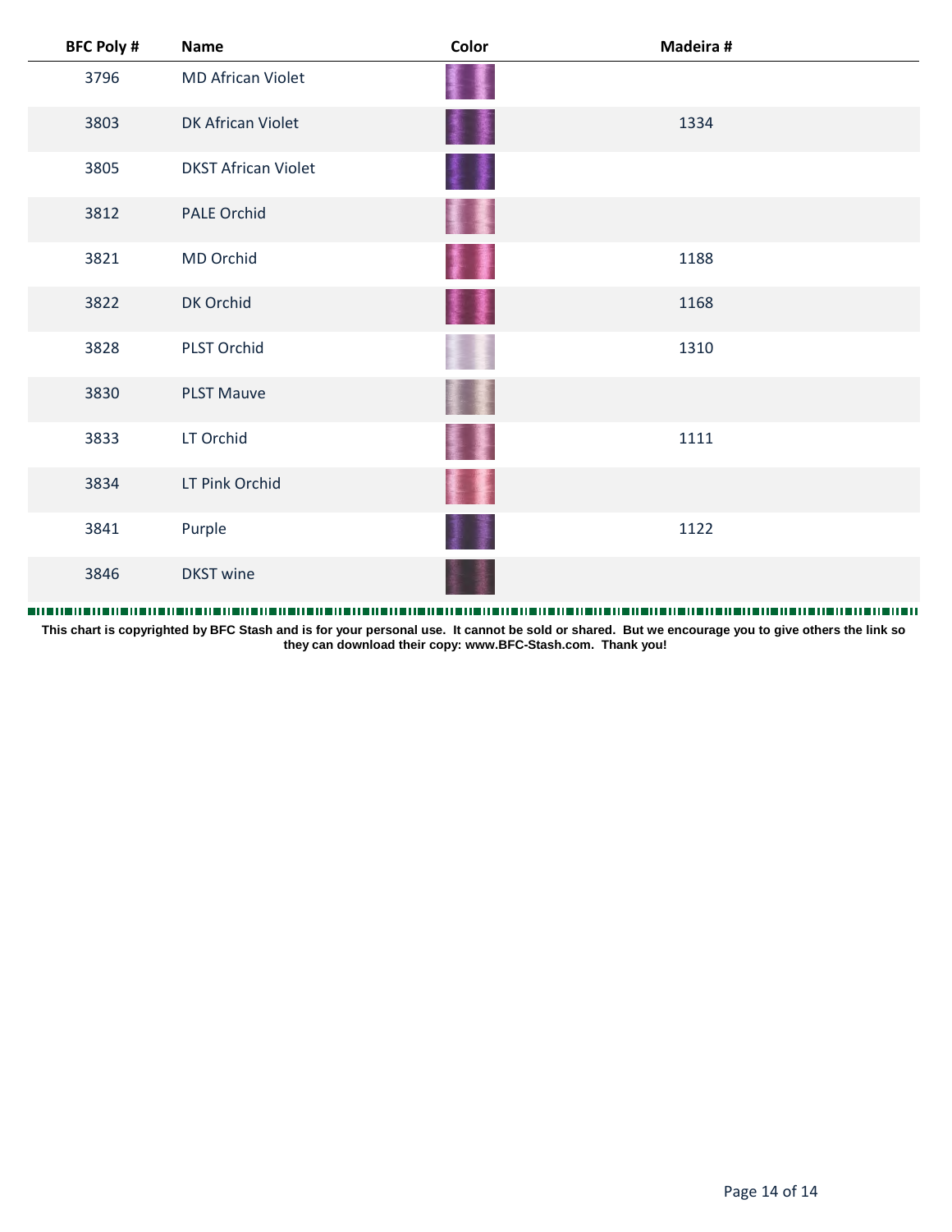| BFC Poly # | Name | Color | Madeira # |
|---|---|---|---|
| 3796 | MD African Violet | | |
| 3803 | DK African Violet | | 1334 |
| 3805 | DKST African Violet | | |
| 3812 | PALE Orchid | | |
| 3821 | MD Orchid | | 1188 |
| 3822 | DK Orchid | | 1168 |
| 3828 | PLST Orchid | | 1310 |
| 3830 | PLST Mauve | | |
| 3833 | LT Orchid | | 1111 |
| 3834 | LT Pink Orchid | | |
| 3841 | Purple | | 1122 |
| 3846 | DKST wine | | |

**This chart is copyrighted by BFC Stash and is for your personal use. It cannot be sold or shared. But we encourage you to give others the link so they can download their copy: www.BFC-Stash.com. Thank you!**